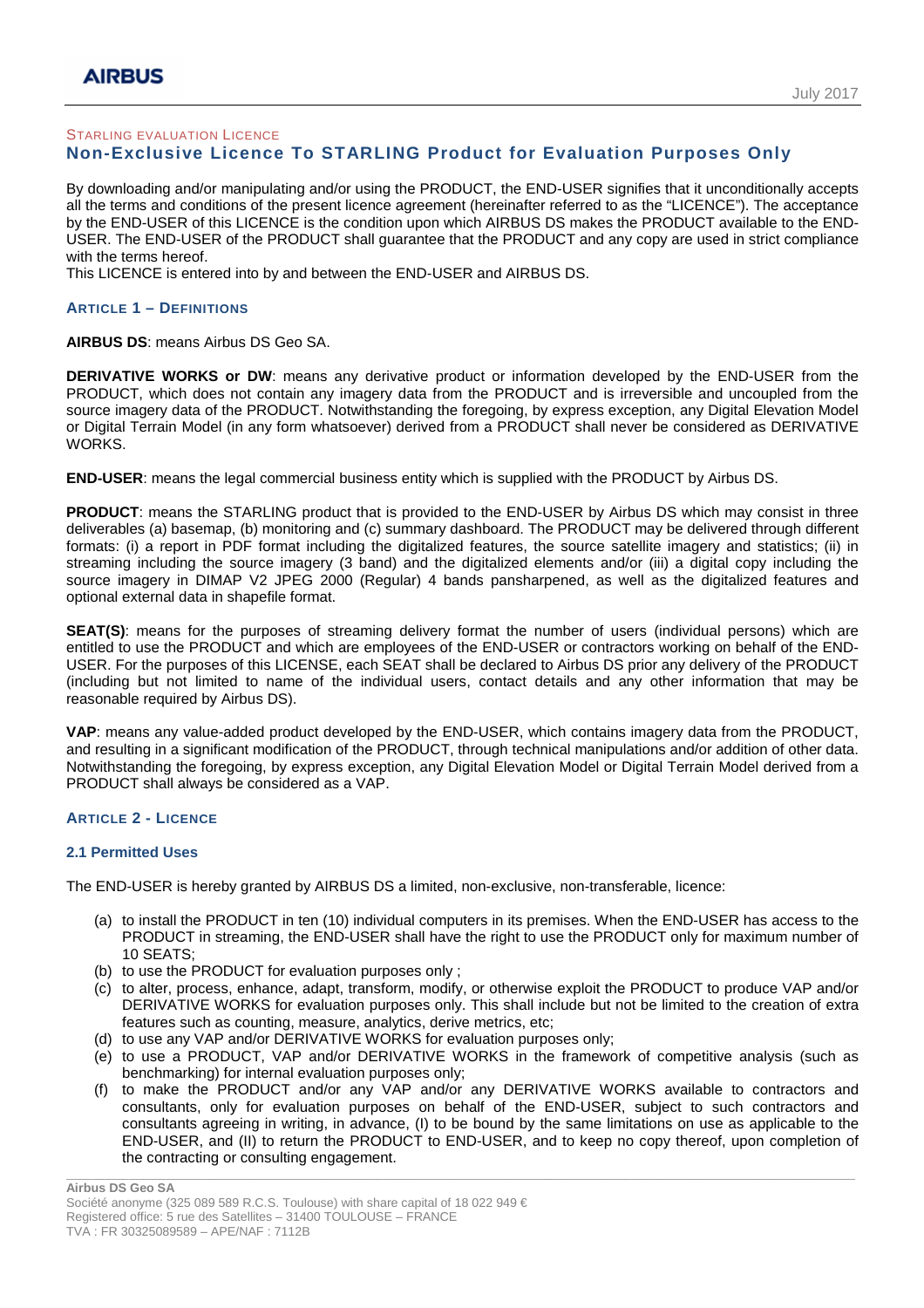STARLING EVALUATION LICENCE

# Non-Exclusive Licence To STARLING Product for Evaluation Purposes Only

By downloading and/or manipulating and/or using the PRODUCT, the END-USER signifies that it unconditionally accepts all the terms and conditions of the present licence agreement (hereinafter referred to as the "LICENCE"). The acceptance by the END-USER of this LICENCE is the condition upon which AIRBUS DS makes the PRODUCT available to the END-USER. The END-USER of the PRODUCT shall guarantee that the PRODUCT and any copy are used in strict compliance with the terms hereof.
This LICENCE is entered into by and between the END-USER and AIRBUS DS.

## ARTICLE 1 – DEFINITIONS

**AIRBUS DS**: means Airbus DS Geo SA.

**DERIVATIVE WORKS or DW**: means any derivative product or information developed by the END-USER from the PRODUCT, which does not contain any imagery data from the PRODUCT and is irreversible and uncoupled from the source imagery data of the PRODUCT. Notwithstanding the foregoing, by express exception, any Digital Elevation Model or Digital Terrain Model (in any form whatsoever) derived from a PRODUCT shall never be considered as DERIVATIVE WORKS.

**END-USER**: means the legal commercial business entity which is supplied with the PRODUCT by Airbus DS.

**PRODUCT**: means the STARLING product that is provided to the END-USER by Airbus DS which may consist in three deliverables (a) basemap, (b) monitoring and (c) summary dashboard. The PRODUCT may be delivered through different formats: (i) a report in PDF format including the digitalized features, the source satellite imagery and statistics; (ii) in streaming including the source imagery (3 band) and the digitalized elements and/or (iii) a digital copy including the source imagery in DIMAP V2 JPEG 2000 (Regular) 4 bands pansharpened, as well as the digitalized features and optional external data in shapefile format.

**SEAT(S)**: means for the purposes of streaming delivery format the number of users (individual persons) which are entitled to use the PRODUCT and which are employees of the END-USER or contractors working on behalf of the END-USER. For the purposes of this LICENSE, each SEAT shall be declared to Airbus DS prior any delivery of the PRODUCT (including but not limited to name of the individual users, contact details and any other information that may be reasonable required by Airbus DS).

**VAP**: means any value-added product developed by the END-USER, which contains imagery data from the PRODUCT, and resulting in a significant modification of the PRODUCT, through technical manipulations and/or addition of other data. Notwithstanding the foregoing, by express exception, any Digital Elevation Model or Digital Terrain Model derived from a PRODUCT shall always be considered as a VAP.

## ARTICLE 2 - LICENCE

### 2.1 Permitted Uses

The END-USER is hereby granted by AIRBUS DS a limited, non-exclusive, non-transferable, licence:

(a) to install the PRODUCT in ten (10) individual computers in its premises. When the END-USER has access to the PRODUCT in streaming, the END-USER shall have the right to use the PRODUCT only for maximum number of 10 SEATS;
(b) to use the PRODUCT for evaluation purposes only ;
(c) to alter, process, enhance, adapt, transform, modify, or otherwise exploit the PRODUCT to produce VAP and/or DERIVATIVE WORKS for evaluation purposes only. This shall include but not be limited to the creation of extra features such as counting, measure, analytics, derive metrics, etc;
(d) to use any VAP and/or DERIVATIVE WORKS for evaluation purposes only;
(e) to use a PRODUCT, VAP and/or DERIVATIVE WORKS in the framework of competitive analysis (such as benchmarking) for internal evaluation purposes only;
(f) to make the PRODUCT and/or any VAP and/or any DERIVATIVE WORKS available to contractors and consultants, only for evaluation purposes on behalf of the END-USER, subject to such contractors and consultants agreeing in writing, in advance, (I) to be bound by the same limitations on use as applicable to the END-USER, and (II) to return the PRODUCT to END-USER, and to keep no copy thereof, upon completion of the contracting or consulting engagement.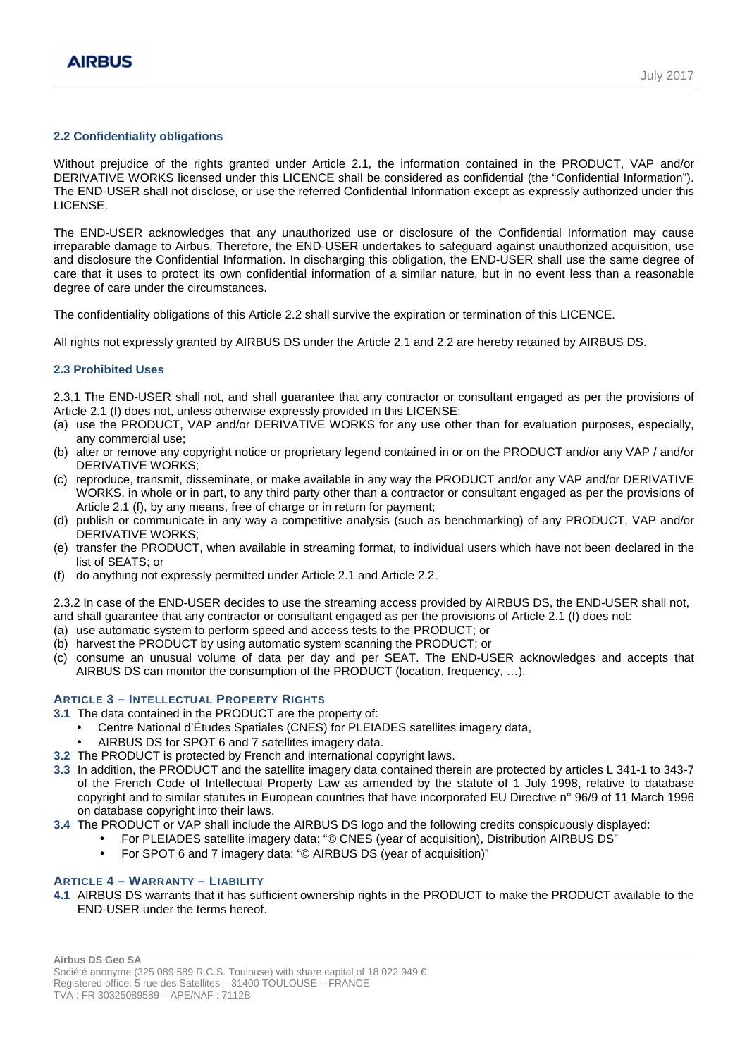### 2.2 Confidentiality obligations

Without prejudice of the rights granted under Article 2.1, the information contained in the PRODUCT, VAP and/or DERIVATIVE WORKS licensed under this LICENCE shall be considered as confidential (the "Confidential Information"). The END-USER shall not disclose, or use the referred Confidential Information except as expressly authorized under this LICENSE.

The END-USER acknowledges that any unauthorized use or disclosure of the Confidential Information may cause irreparable damage to Airbus. Therefore, the END-USER undertakes to safeguard against unauthorized acquisition, use and disclosure the Confidential Information. In discharging this obligation, the END-USER shall use the same degree of care that it uses to protect its own confidential information of a similar nature, but in no event less than a reasonable degree of care under the circumstances.

The confidentiality obligations of this Article 2.2 shall survive the expiration or termination of this LICENCE.

All rights not expressly granted by AIRBUS DS under the Article 2.1 and 2.2 are hereby retained by AIRBUS DS.

### 2.3 Prohibited Uses

2.3.1 The END-USER shall not, and shall guarantee that any contractor or consultant engaged as per the provisions of Article 2.1 (f) does not, unless otherwise expressly provided in this LICENSE:

(a) use the PRODUCT, VAP and/or DERIVATIVE WORKS for any use other than for evaluation purposes, especially, any commercial use;
(b) alter or remove any copyright notice or proprietary legend contained in or on the PRODUCT and/or any VAP / and/or DERIVATIVE WORKS;
(c) reproduce, transmit, disseminate, or make available in any way the PRODUCT and/or any VAP and/or DERIVATIVE WORKS, in whole or in part, to any third party other than a contractor or consultant engaged as per the provisions of Article 2.1 (f), by any means, free of charge or in return for payment;
(d) publish or communicate in any way a competitive analysis (such as benchmarking) of any PRODUCT, VAP and/or DERIVATIVE WORKS;
(e) transfer the PRODUCT, when available in streaming format, to individual users which have not been declared in the list of SEATS; or
(f) do anything not expressly permitted under Article 2.1 and Article 2.2.

2.3.2 In case of the END-USER decides to use the streaming access provided by AIRBUS DS, the END-USER shall not, and shall guarantee that any contractor or consultant engaged as per the provisions of Article 2.1 (f) does not:

(a) use automatic system to perform speed and access tests to the PRODUCT; or
(b) harvest the PRODUCT by using automatic system scanning the PRODUCT; or
(c) consume an unusual volume of data per day and per SEAT. The END-USER acknowledges and accepts that AIRBUS DS can monitor the consumption of the PRODUCT (location, frequency, …).

## ARTICLE 3 – INTELLECTUAL PROPERTY RIGHTS

**3.1** The data contained in the PRODUCT are the property of:

- Centre National d'Études Spatiales (CNES) for PLEIADES satellites imagery data,
- AIRBUS DS for SPOT 6 and 7 satellites imagery data.

**3.2** The PRODUCT is protected by French and international copyright laws.

**3.3** In addition, the PRODUCT and the satellite imagery data contained therein are protected by articles L 341-1 to 343-7 of the French Code of Intellectual Property Law as amended by the statute of 1 July 1998, relative to database copyright and to similar statutes in European countries that have incorporated EU Directive n° 96/9 of 11 March 1996 on database copyright into their laws.

**3.4** The PRODUCT or VAP shall include the AIRBUS DS logo and the following credits conspicuously displayed:

- For PLEIADES satellite imagery data: "© CNES (year of acquisition), Distribution AIRBUS DS"
- For SPOT 6 and 7 imagery data: "© AIRBUS DS (year of acquisition)"

## ARTICLE 4 – WARRANTY – LIABILITY

**4.1** AIRBUS DS warrants that it has sufficient ownership rights in the PRODUCT to make the PRODUCT available to the END-USER under the terms hereof.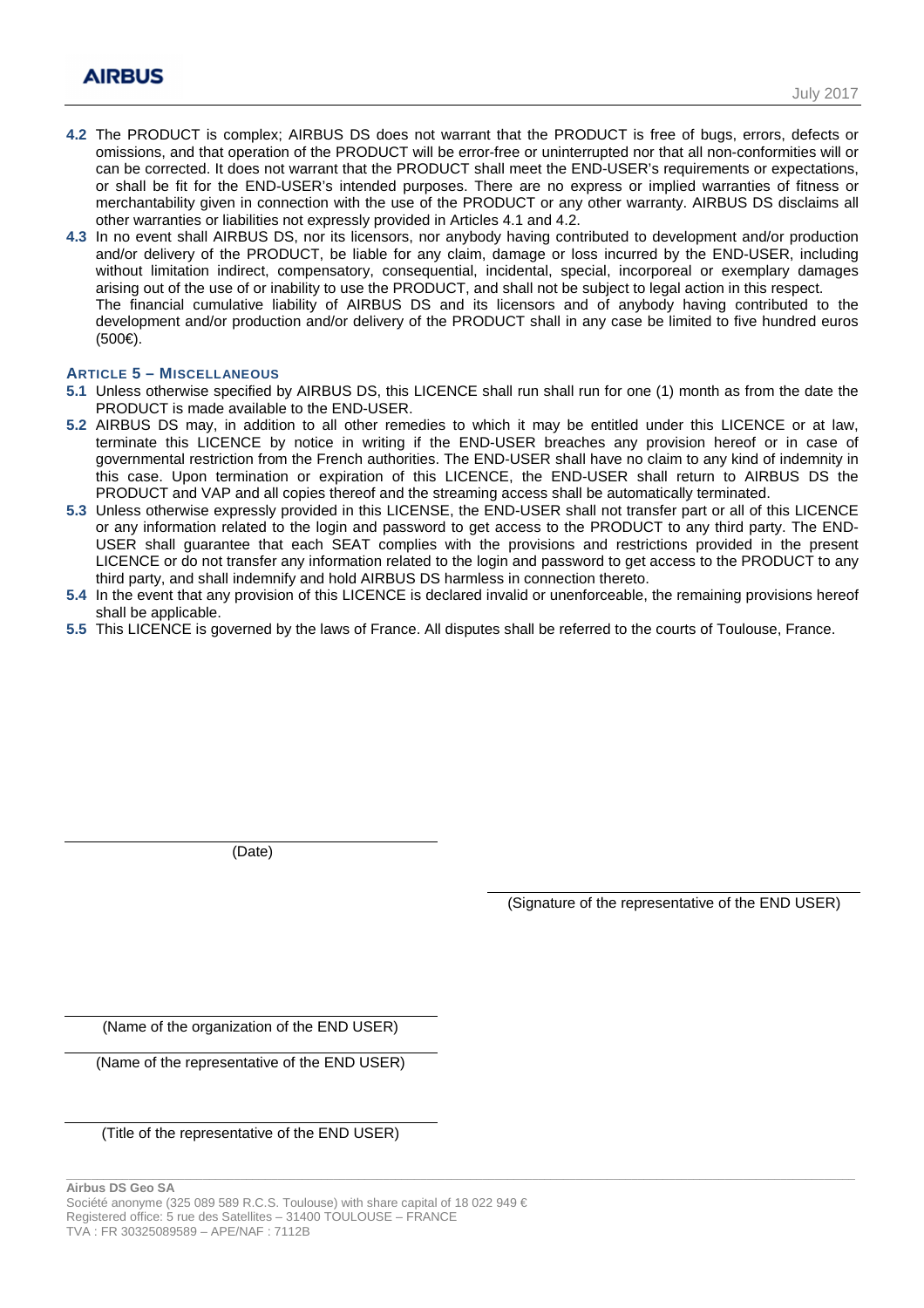**4.2** The PRODUCT is complex; AIRBUS DS does not warrant that the PRODUCT is free of bugs, errors, defects or omissions, and that operation of the PRODUCT will be error-free or uninterrupted nor that all non-conformities will or can be corrected. It does not warrant that the PRODUCT shall meet the END-USER's requirements or expectations, or shall be fit for the END-USER's intended purposes. There are no express or implied warranties of fitness or merchantability given in connection with the use of the PRODUCT or any other warranty. AIRBUS DS disclaims all other warranties or liabilities not expressly provided in Articles 4.1 and 4.2.

**4.3** In no event shall AIRBUS DS, nor its licensors, nor anybody having contributed to development and/or production and/or delivery of the PRODUCT, be liable for any claim, damage or loss incurred by the END-USER, including without limitation indirect, compensatory, consequential, incidental, special, incorporeal or exemplary damages arising out of the use of or inability to use the PRODUCT, and shall not be subject to legal action in this respect.
The financial cumulative liability of AIRBUS DS and its licensors and of anybody having contributed to the development and/or production and/or delivery of the PRODUCT shall in any case be limited to five hundred euros (500€).

## ARTICLE 5 – MISCELLANEOUS

**5.1** Unless otherwise specified by AIRBUS DS, this LICENCE shall run shall run for one (1) month as from the date the PRODUCT is made available to the END-USER.

**5.2** AIRBUS DS may, in addition to all other remedies to which it may be entitled under this LICENCE or at law, terminate this LICENCE by notice in writing if the END-USER breaches any provision hereof or in case of governmental restriction from the French authorities. The END-USER shall have no claim to any kind of indemnity in this case. Upon termination or expiration of this LICENCE, the END-USER shall return to AIRBUS DS the PRODUCT and VAP and all copies thereof and the streaming access shall be automatically terminated.

**5.3** Unless otherwise expressly provided in this LICENSE, the END-USER shall not transfer part or all of this LICENCE or any information related to the login and password to get access to the PRODUCT to any third party. The END-USER shall guarantee that each SEAT complies with the provisions and restrictions provided in the present LICENCE or do not transfer any information related to the login and password to get access to the PRODUCT to any third party, and shall indemnify and hold AIRBUS DS harmless in connection thereto.

**5.4** In the event that any provision of this LICENCE is declared invalid or unenforceable, the remaining provisions hereof shall be applicable.

**5.5** This LICENCE is governed by the laws of France. All disputes shall be referred to the courts of Toulouse, France.

\_\_\_\_\_\_\_\_\_\_\_\_\_\_\_\_\_\_\_\_\_\_\_\_\_\_\_\_\_\_
(Date)

\_\_\_\_\_\_\_\_\_\_\_\_\_\_\_\_\_\_\_\_\_\_\_\_\_\_\_\_\_\_
(Signature of the representative of the END USER)

\_\_\_\_\_\_\_\_\_\_\_\_\_\_\_\_\_\_\_\_\_\_\_\_\_\_\_\_\_\_
(Name of the organization of the END USER)

\_\_\_\_\_\_\_\_\_\_\_\_\_\_\_\_\_\_\_\_\_\_\_\_\_\_\_\_\_\_
(Name of the representative of the END USER)

\_\_\_\_\_\_\_\_\_\_\_\_\_\_\_\_\_\_\_\_\_\_\_\_\_\_\_\_\_\_
(Title of the representative of the END USER)

**Airbus DS Geo SA**
Société anonyme (325 089 589 R.C.S. Toulouse) with share capital of 18 022 949 €
Registered office: 5 rue des Satellites – 31400 TOULOUSE – FRANCE
TVA : FR 30325089589 – APE/NAF : 7112B